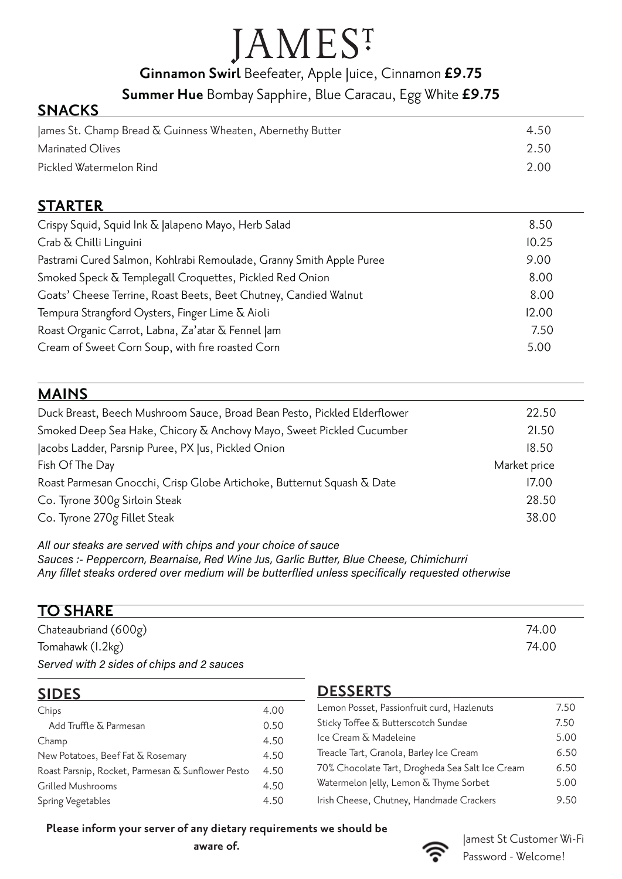# JAMES^T

**Ginnamon Swirl** Beefeater, Apple Juice, Cinnamon **£9.75**

**Summer Hue** Bombay Sapphire, Blue Caracau, Egg White **£9.75**

## SNACKS

| | |
|---|---|
| James St. Champ Bread & Guinness Wheaten, Abernethy Butter | 4.50 |
| Marinated Olives | 2.50 |
| Pickled Watermelon Rind | 2.00 |

## STARTER

| | |
|---|---|
| Crispy Squid, Squid Ink & Jalapeno Mayo, Herb Salad | 8.50 |
| Crab & Chilli Linguini | 10.25 |
| Pastrami Cured Salmon, Kohlrabi Remoulade, Granny Smith Apple Puree | 9.00 |
| Smoked Speck & Templegall Croquettes, Pickled Red Onion | 8.00 |
| Goats' Cheese Terrine, Roast Beets, Beet Chutney, Candied Walnut | 8.00 |
| Tempura Strangford Oysters, Finger Lime & Aioli | 12.00 |
| Roast Organic Carrot, Labna, Za'atar & Fennel Jam | 7.50 |
| Cream of Sweet Corn Soup, with fire roasted Corn | 5.00 |

## MAINS

| | |
|---|---|
| Duck Breast, Beech Mushroom Sauce, Broad Bean Pesto, Pickled Elderflower | 22.50 |
| Smoked Deep Sea Hake, Chicory & Anchovy Mayo, Sweet Pickled Cucumber | 21.50 |
| Jacobs Ladder, Parsnip Puree, PX Jus, Pickled Onion | 18.50 |
| Fish Of The Day | Market price |
| Roast Parmesan Gnocchi, Crisp Globe Artichoke, Butternut Squash & Date | 17.00 |
| Co. Tyrone 300g Sirloin Steak | 28.50 |
| Co. Tyrone 270g Fillet Steak | 38.00 |

*All our steaks are served with chips and your choice of sauce*
*Sauces :- Peppercorn, Bearnaise, Red Wine Jus, Garlic Butter, Blue Cheese, Chimichurri*
*Any fillet steaks ordered over medium will be butterflied unless specifically requested otherwise*

## TO SHARE

| | |
|---|---|
| Chateaubriand (600g) | 74.00 |
| Tomahawk (1.2kg) | 74.00 |

*Served with 2 sides of chips and 2 sauces*

## SIDES

| | |
|---|---|
| Chips | 4.00 |
| Add Truffle & Parmesan | 0.50 |
| Champ | 4.50 |
| New Potatoes, Beef Fat & Rosemary | 4.50 |
| Roast Parsnip, Rocket, Parmesan & Sunflower Pesto | 4.50 |
| Grilled Mushrooms | 4.50 |
| Spring Vegetables | 4.50 |

## DESSERTS

| | |
|---|---|
| Lemon Posset, Passionfruit curd, Hazlenuts | 7.50 |
| Sticky Toffee & Butterscotch Sundae | 7.50 |
| Ice Cream & Madeleine | 5.00 |
| Treacle Tart, Granola, Barley Ice Cream | 6.50 |
| 70% Chocolate Tart, Drogheda Sea Salt Ice Cream | 6.50 |
| Watermelon Jelly, Lemon & Thyme Sorbet | 5.00 |
| Irish Cheese, Chutney, Handmade Crackers | 9.50 |

**Please inform your server of any dietary requirements we should be aware of.**

Jamest St Customer Wi-Fi
Password - Welcome!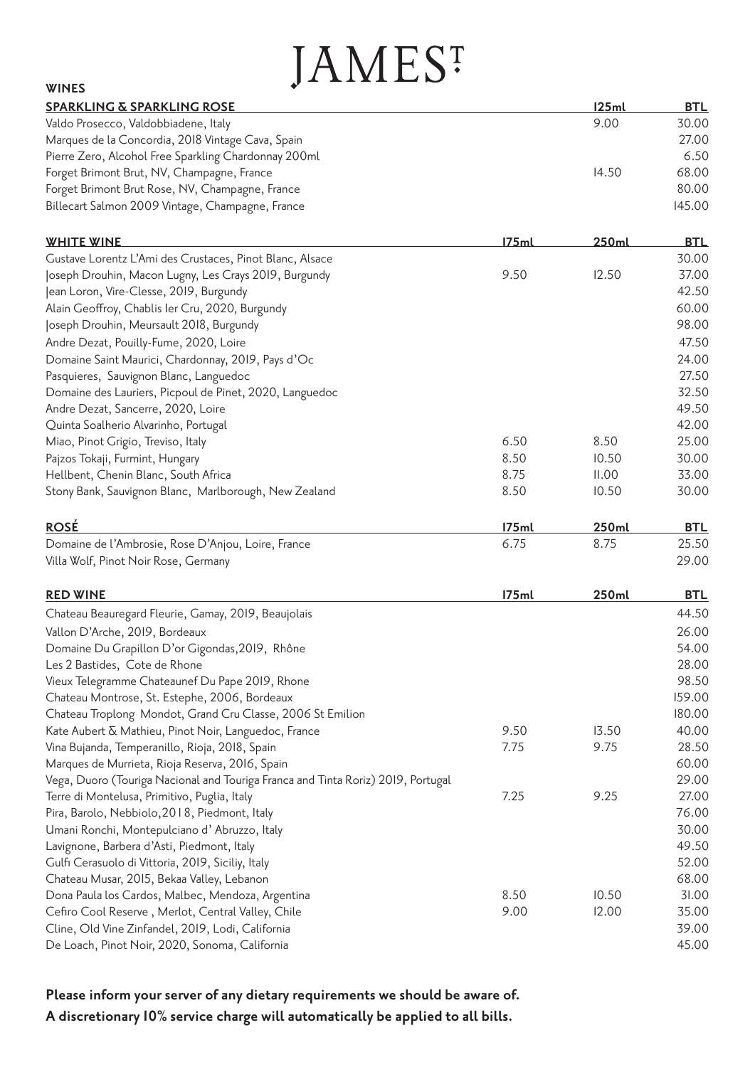# JAMES^T

## WINES

| SPARKLING & SPARKLING ROSE | 125ml | BTL |
|---|---|---|
| Valdo Prosecco, Valdobbiadene, Italy | 9.00 | 30.00 |
| Marques de la Concordia, 2018 Vintage Cava, Spain | | 27.00 |
| Pierre Zero, Alcohol Free Sparkling Chardonnay 200ml | | 6.50 |
| Forget Brimont Brut, NV, Champagne, France | 14.50 | 68.00 |
| Forget Brimont Brut Rose, NV, Champagne, France | | 80.00 |
| Billecart Salmon 2009 Vintage, Champagne, France | | 145.00 |

| WHITE WINE | 175ml | 250ml | BTL |
|---|---|---|---|
| Gustave Lorentz L'Ami des Crustaces, Pinot Blanc, Alsace | | | 30.00 |
| Joseph Drouhin, Macon Lugny, Les Crays 2019, Burgundy | 9.50 | 12.50 | 37.00 |
| Jean Loron, Vire-Clesse, 2019, Burgundy | | | 42.50 |
| Alain Geoffroy, Chablis 1er Cru, 2020, Burgundy | | | 60.00 |
| Joseph Drouhin, Meursault 2018, Burgundy | | | 98.00 |
| Andre Dezat, Pouilly-Fume, 2020, Loire | | | 47.50 |
| Domaine Saint Maurici, Chardonnay, 2019, Pays d'Oc | | | 24.00 |
| Pasquieres, Sauvignon Blanc, Languedoc | | | 27.50 |
| Domaine des Lauriers, Picpoul de Pinet, 2020, Languedoc | | | 32.50 |
| Andre Dezat, Sancerre, 2020, Loire | | | 49.50 |
| Quinta Soalherio Alvarinho, Portugal | | | 42.00 |
| Miao, Pinot Grigio, Treviso, Italy | 6.50 | 8.50 | 25.00 |
| Pajzos Tokaji, Furmint, Hungary | 8.50 | 10.50 | 30.00 |
| Hellbent, Chenin Blanc, South Africa | 8.75 | 11.00 | 33.00 |
| Stony Bank, Sauvignon Blanc, Marlborough, New Zealand | 8.50 | 10.50 | 30.00 |

| ROSÉ | 175ml | 250ml | BTL |
|---|---|---|---|
| Domaine de l'Ambrosie, Rose D'Anjou, Loire, France | 6.75 | 8.75 | 25.50 |
| Villa Wolf, Pinot Noir Rose, Germany | | | 29.00 |

| RED WINE | 175ml | 250ml | BTL |
|---|---|---|---|
| Chateau Beauregard Fleurie, Gamay, 2019, Beaujolais | | | 44.50 |
| Vallon D'Arche, 2019, Bordeaux | | | 26.00 |
| Domaine Du Grapillon D'or Gigondas,2019, Rhône | | | 54.00 |
| Les 2 Bastides, Cote de Rhone | | | 28.00 |
| Vieux Telegramme Chateaunef Du Pape 2019, Rhone | | | 98.50 |
| Chateau Montrose, St. Estephe, 2006, Bordeaux | | | 159.00 |
| Chateau Troplong Mondot, Grand Cru Classe, 2006 St Emilion | | | 180.00 |
| Kate Aubert & Mathieu, Pinot Noir, Languedoc, France | 9.50 | 13.50 | 40.00 |
| Vina Bujanda, Temperanillo, Rioja, 2018, Spain | 7.75 | 9.75 | 28.50 |
| Marques de Murrieta, Rioja Reserva, 2016, Spain | | | 60.00 |
| Vega, Duoro (Touriga Nacional and Touriga Franca and Tinta Roriz) 2019, Portugal | | | 29.00 |
| Terre di Montelusa, Primitivo, Puglia, Italy | 7.25 | 9.25 | 27.00 |
| Pira, Barolo, Nebbiolo,2018, Piedmont, Italy | | | 76.00 |
| Umani Ronchi, Montepulciano d' Abruzzo, Italy | | | 30.00 |
| Lavignone, Barbera d'Asti, Piedmont, Italy | | | 49.50 |
| Gulfi Cerasuolo di Vittoria, 2019, Siciliy, Italy | | | 52.00 |
| Chateau Musar, 2015, Bekaa Valley, Lebanon | | | 68.00 |
| Dona Paula los Cardos, Malbec, Mendoza, Argentina | 8.50 | 10.50 | 31.00 |
| Cefiro Cool Reserve , Merlot, Central Valley, Chile | 9.00 | 12.00 | 35.00 |
| Cline, Old Vine Zinfandel, 2019, Lodi, California | | | 39.00 |
| De Loach, Pinot Noir, 2020, Sonoma, California | | | 45.00 |

**Please inform your server of any dietary requirements we should be aware of.**

**A discretionary 10% service charge will automatically be applied to all bills.**